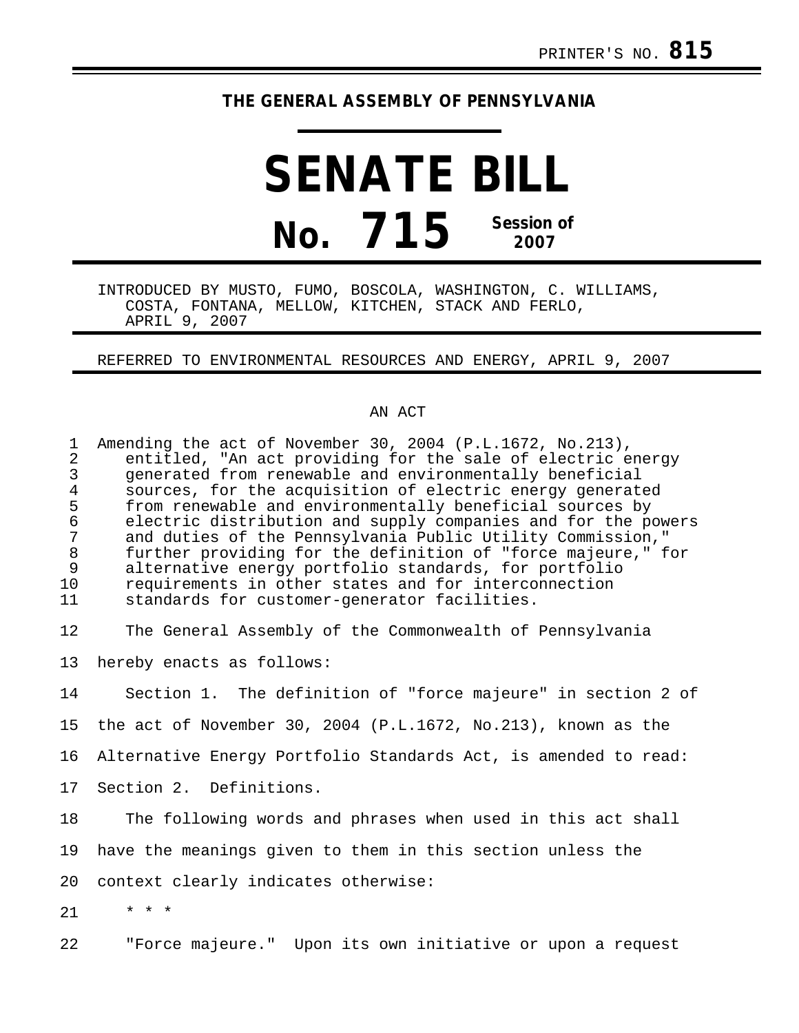PRINTER'S NO. **815**

**THE GENERAL ASSEMBLY OF PENNSYLVANIA**

# SENATE BILL

## No. 715 Session of 2007

INTRODUCED BY MUSTO, FUMO, BOSCOLA, WASHINGTON, C. WILLIAMS, COSTA, FONTANA, MELLOW, KITCHEN, STACK AND FERLO, APRIL 9, 2007

REFERRED TO ENVIRONMENTAL RESOURCES AND ENERGY, APRIL 9, 2007

AN ACT

Amending the act of November 30, 2004 (P.L.1672, No.213), entitled, "An act providing for the sale of electric energy generated from renewable and environmentally beneficial sources, for the acquisition of electric energy generated from renewable and environmentally beneficial sources by electric distribution and supply companies and for the powers and duties of the Pennsylvania Public Utility Commission," further providing for the definition of "force majeure," for alternative energy portfolio standards, for portfolio requirements in other states and for interconnection standards for customer-generator facilities.

The General Assembly of the Commonwealth of Pennsylvania hereby enacts as follows:

Section 1. The definition of "force majeure" in section 2 of the act of November 30, 2004 (P.L.1672, No.213), known as the Alternative Energy Portfolio Standards Act, is amended to read:

Section 2. Definitions.

The following words and phrases when used in this act shall have the meanings given to them in this section unless the context clearly indicates otherwise:

* * *

"Force majeure." Upon its own initiative or upon a request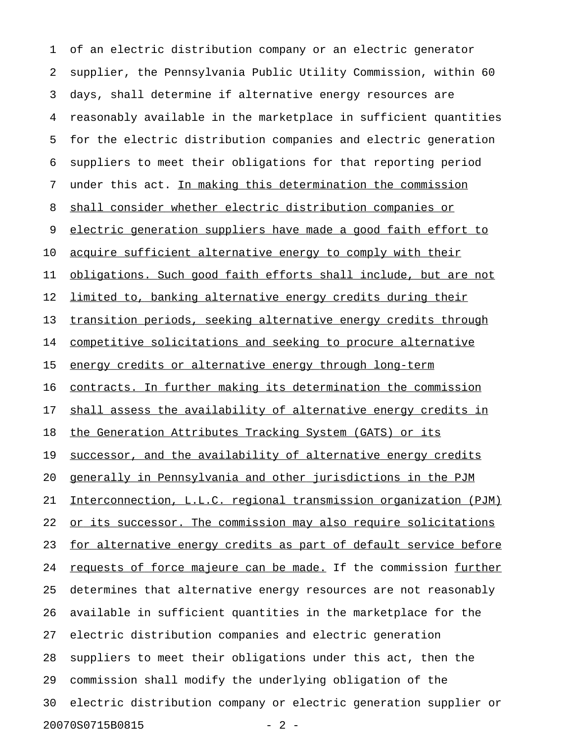of an electric distribution company or an electric generator supplier, the Pennsylvania Public Utility Commission, within 60 days, shall determine if alternative energy resources are reasonably available in the marketplace in sufficient quantities for the electric distribution companies and electric generation suppliers to meet their obligations for that reporting period under this act. <u>In making this determination the commission shall consider whether electric distribution companies or electric generation suppliers have made a good faith effort to acquire sufficient alternative energy to comply with their obligations. Such good faith efforts shall include, but are not limited to, banking alternative energy credits during their transition periods, seeking alternative energy credits through competitive solicitations and seeking to procure alternative energy credits or alternative energy through long-term contracts. In further making its determination the commission shall assess the availability of alternative energy credits in the Generation Attributes Tracking System (GATS) or its successor, and the availability of alternative energy credits generally in Pennsylvania and other jurisdictions in the PJM Interconnection, L.L.C. regional transmission organization (PJM) or its successor. The commission may also require solicitations for alternative energy credits as part of default service before requests of force majeure can be made.</u> If the commission <u>further</u> determines that alternative energy resources are not reasonably available in sufficient quantities in the marketplace for the electric distribution companies and electric generation suppliers to meet their obligations under this act, then the commission shall modify the underlying obligation of the electric distribution company or electric generation supplier or

20070S0715B0815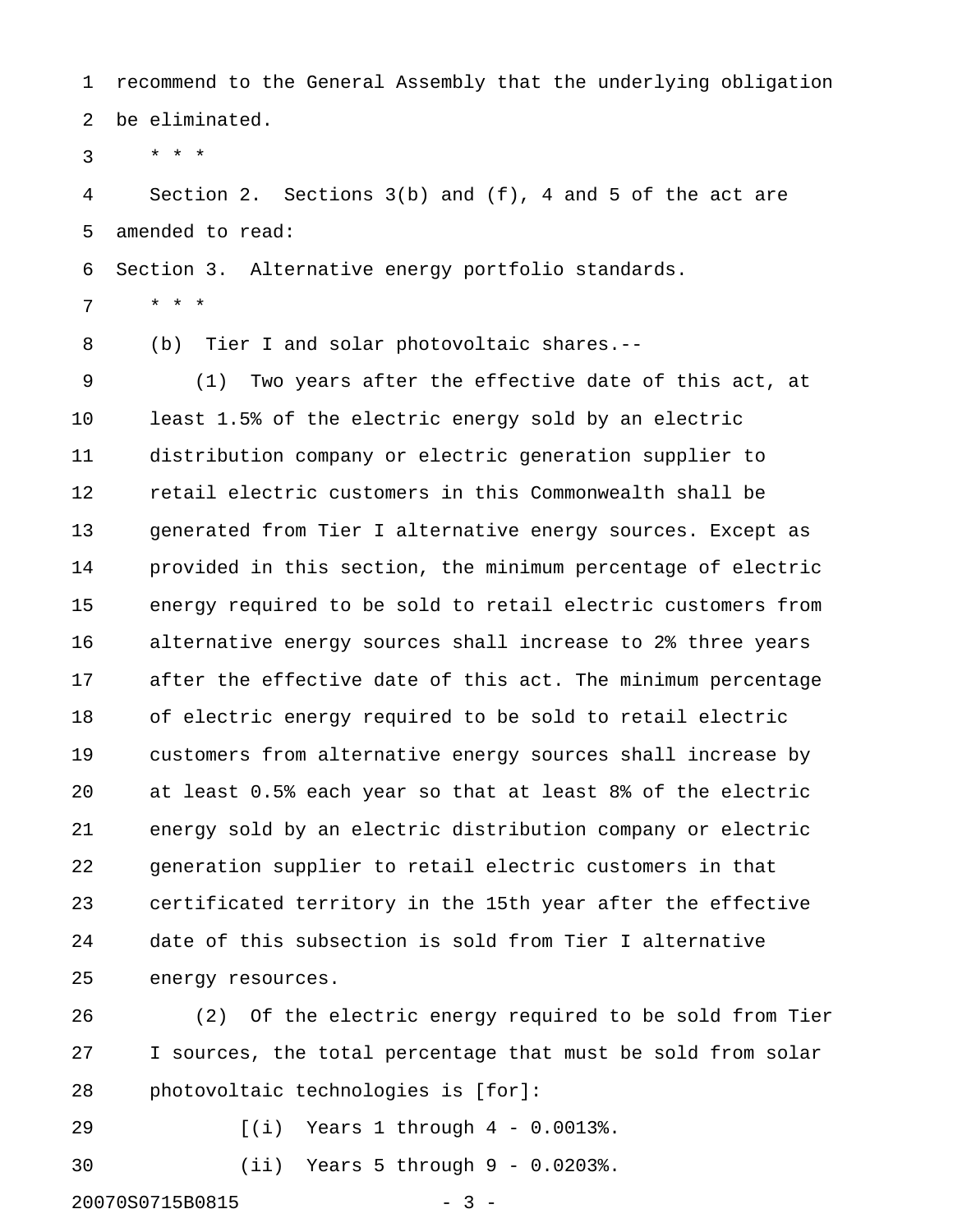recommend to the General Assembly that the underlying obligation be eliminated.

\* \* \*

Section 2. Sections 3(b) and (f), 4 and 5 of the act are amended to read:

Section 3. Alternative energy portfolio standards.

\* \* \*

(b) Tier I and solar photovoltaic shares.--

(1) Two years after the effective date of this act, at least 1.5% of the electric energy sold by an electric distribution company or electric generation supplier to retail electric customers in this Commonwealth shall be generated from Tier I alternative energy sources. Except as provided in this section, the minimum percentage of electric energy required to be sold to retail electric customers from alternative energy sources shall increase to 2% three years after the effective date of this act. The minimum percentage of electric energy required to be sold to retail electric customers from alternative energy sources shall increase by at least 0.5% each year so that at least 8% of the electric energy sold by an electric distribution company or electric generation supplier to retail electric customers in that certificated territory in the 15th year after the effective date of this subsection is sold from Tier I alternative energy resources.

(2) Of the electric energy required to be sold from Tier I sources, the total percentage that must be sold from solar photovoltaic technologies is [for]:

[(i) Years 1 through 4 - 0.0013%.

(ii) Years 5 through 9 - 0.0203%.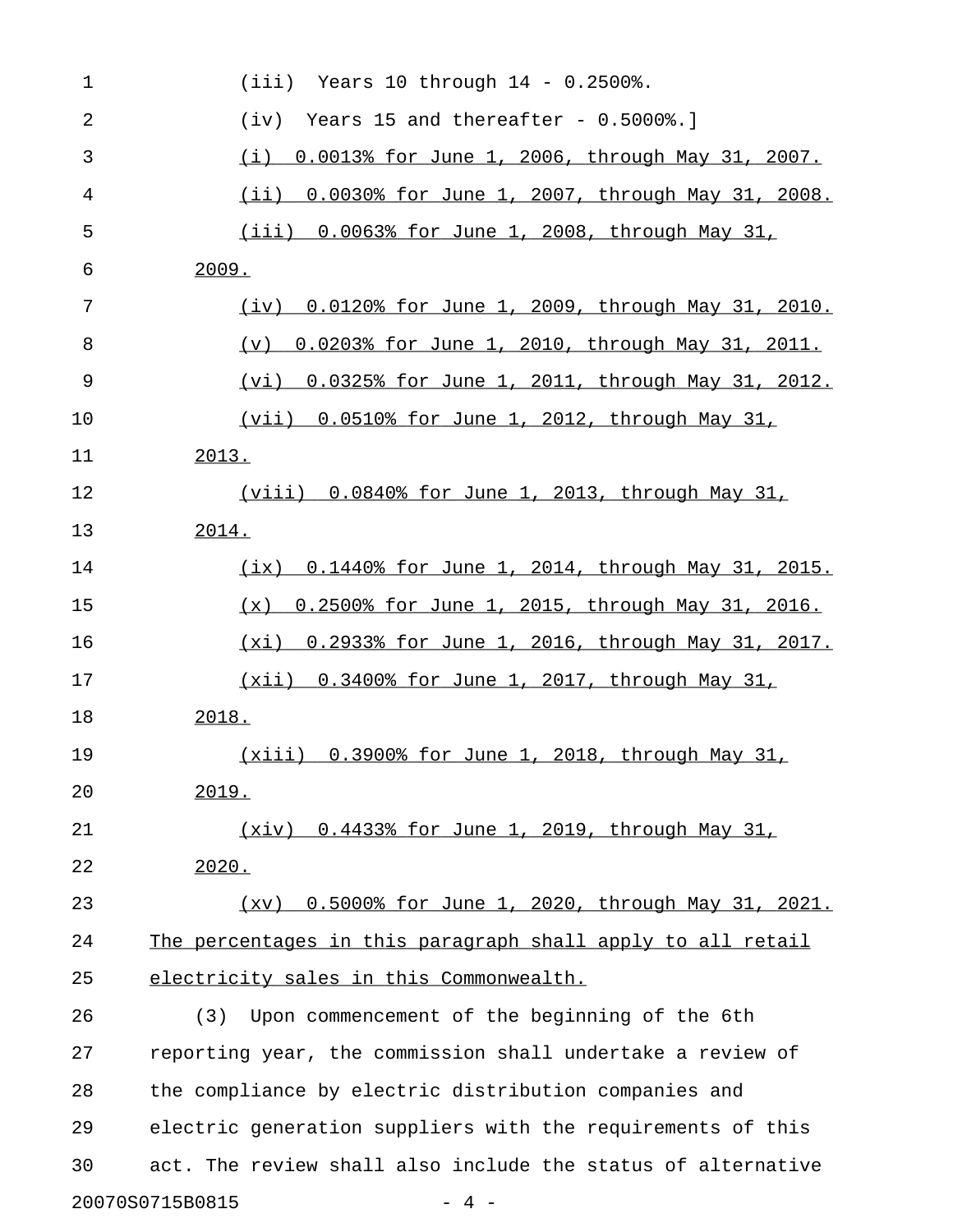(iii) Years 10 through 14 - 0.2500%.

(iv) Years 15 and thereafter - 0.5000%.]

<u>(i) 0.0013% for June 1, 2006, through May 31, 2007.</u>

<u>(ii) 0.0030% for June 1, 2007, through May 31, 2008.</u>

<u>(iii) 0.0063% for June 1, 2008, through May 31, 2009.</u>

<u>(iv) 0.0120% for June 1, 2009, through May 31, 2010.</u>

<u>(v) 0.0203% for June 1, 2010, through May 31, 2011.</u>

<u>(vi) 0.0325% for June 1, 2011, through May 31, 2012.</u>

<u>(vii) 0.0510% for June 1, 2012, through May 31, 2013.</u>

<u>(viii) 0.0840% for June 1, 2013, through May 31, 2014.</u>

<u>(ix) 0.1440% for June 1, 2014, through May 31, 2015.</u>

<u>(x) 0.2500% for June 1, 2015, through May 31, 2016.</u>

<u>(xi) 0.2933% for June 1, 2016, through May 31, 2017.</u>

<u>(xii) 0.3400% for June 1, 2017, through May 31, 2018.</u>

<u>(xiii) 0.3900% for June 1, 2018, through May 31, 2019.</u>

<u>(xiv) 0.4433% for June 1, 2019, through May 31, 2020.</u>

<u>(xv) 0.5000% for June 1, 2020, through May 31, 2021.</u>

<u>The percentages in this paragraph shall apply to all retail electricity sales in this Commonwealth.</u>

(3) Upon commencement of the beginning of the 6th reporting year, the commission shall undertake a review of the compliance by electric distribution companies and electric generation suppliers with the requirements of this act. The review shall also include the status of alternative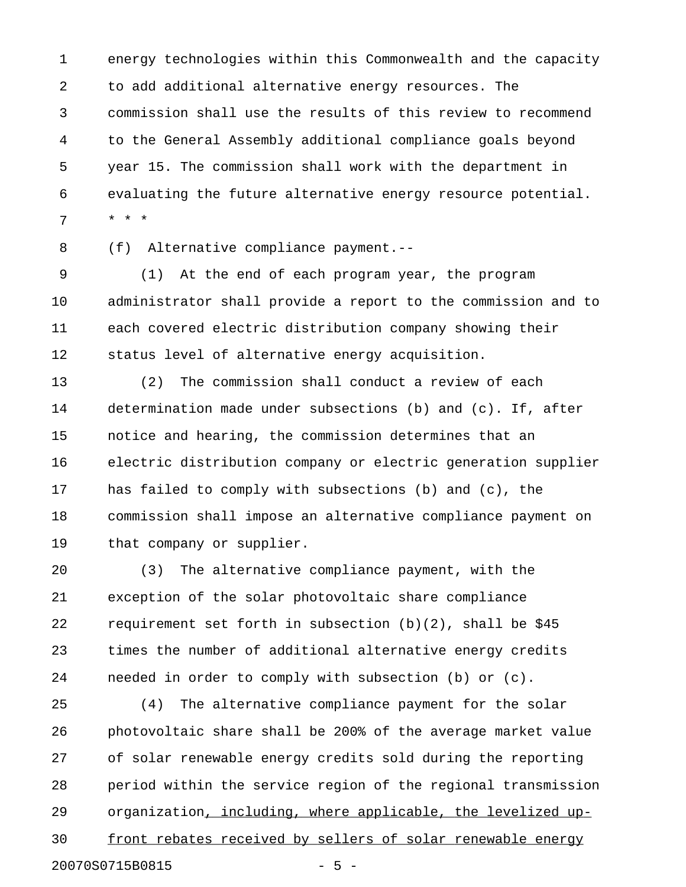energy technologies within this Commonwealth and the capacity to add additional alternative energy resources. The commission shall use the results of this review to recommend to the General Assembly additional compliance goals beyond year 15. The commission shall work with the department in evaluating the future alternative energy resource potential.

* * *

(f) Alternative compliance payment.--

(1) At the end of each program year, the program administrator shall provide a report to the commission and to each covered electric distribution company showing their status level of alternative energy acquisition.

(2) The commission shall conduct a review of each determination made under subsections (b) and (c). If, after notice and hearing, the commission determines that an electric distribution company or electric generation supplier has failed to comply with subsections (b) and (c), the commission shall impose an alternative compliance payment on that company or supplier.

(3) The alternative compliance payment, with the exception of the solar photovoltaic share compliance requirement set forth in subsection (b)(2), shall be $45 times the number of additional alternative energy credits needed in order to comply with subsection (b) or (c).

(4) The alternative compliance payment for the solar photovoltaic share shall be 200% of the average market value of solar renewable energy credits sold during the reporting period within the service region of the regional transmission organization<u>, including, where applicable, the levelized up-front rebates received by sellers of solar renewable energy</u>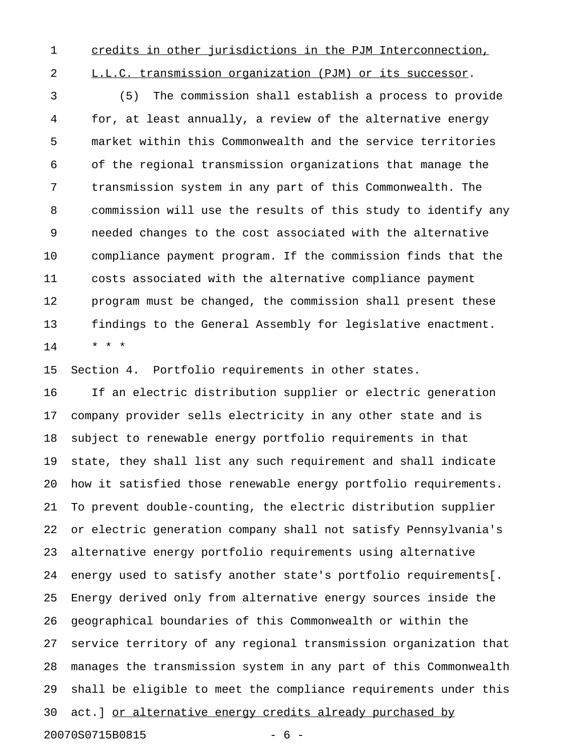credits in other jurisdictions in the PJM Interconnection, L.L.C. transmission organization (PJM) or its successor.

(5) The commission shall establish a process to provide for, at least annually, a review of the alternative energy market within this Commonwealth and the service territories of the regional transmission organizations that manage the transmission system in any part of this Commonwealth. The commission will use the results of this study to identify any needed changes to the cost associated with the alternative compliance payment program. If the commission finds that the costs associated with the alternative compliance payment program must be changed, the commission shall present these findings to the General Assembly for legislative enactment.

\* \* \*

Section 4. Portfolio requirements in other states.

If an electric distribution supplier or electric generation company provider sells electricity in any other state and is subject to renewable energy portfolio requirements in that state, they shall list any such requirement and shall indicate how it satisfied those renewable energy portfolio requirements. To prevent double-counting, the electric distribution supplier or electric generation company shall not satisfy Pennsylvania's alternative energy portfolio requirements using alternative energy used to satisfy another state's portfolio requirements[. Energy derived only from alternative energy sources inside the geographical boundaries of this Commonwealth or within the service territory of any regional transmission organization that manages the transmission system in any part of this Commonwealth shall be eligible to meet the compliance requirements under this act.] or alternative energy credits already purchased by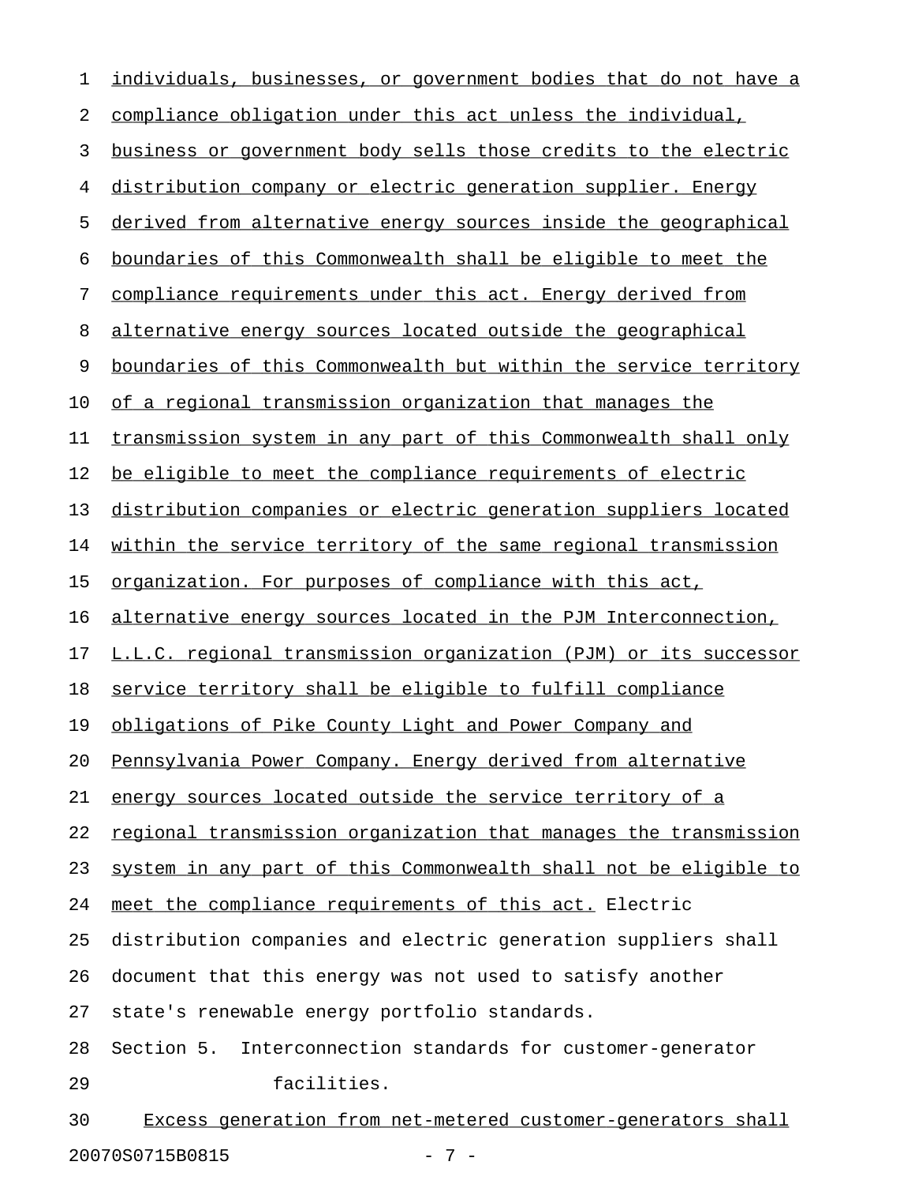individuals, businesses, or government bodies that do not have a compliance obligation under this act unless the individual, business or government body sells those credits to the electric distribution company or electric generation supplier. Energy derived from alternative energy sources inside the geographical boundaries of this Commonwealth shall be eligible to meet the compliance requirements under this act. Energy derived from alternative energy sources located outside the geographical boundaries of this Commonwealth but within the service territory of a regional transmission organization that manages the transmission system in any part of this Commonwealth shall only be eligible to meet the compliance requirements of electric distribution companies or electric generation suppliers located within the service territory of the same regional transmission organization. For purposes of compliance with this act, alternative energy sources located in the PJM Interconnection, L.L.C. regional transmission organization (PJM) or its successor service territory shall be eligible to fulfill compliance obligations of Pike County Light and Power Company and Pennsylvania Power Company. Energy derived from alternative energy sources located outside the service territory of a regional transmission organization that manages the transmission system in any part of this Commonwealth shall not be eligible to meet the compliance requirements of this act. Electric distribution companies and electric generation suppliers shall document that this energy was not used to satisfy another state's renewable energy portfolio standards.

Section 5. Interconnection standards for customer-generator facilities.

Excess generation from net-metered customer-generators shall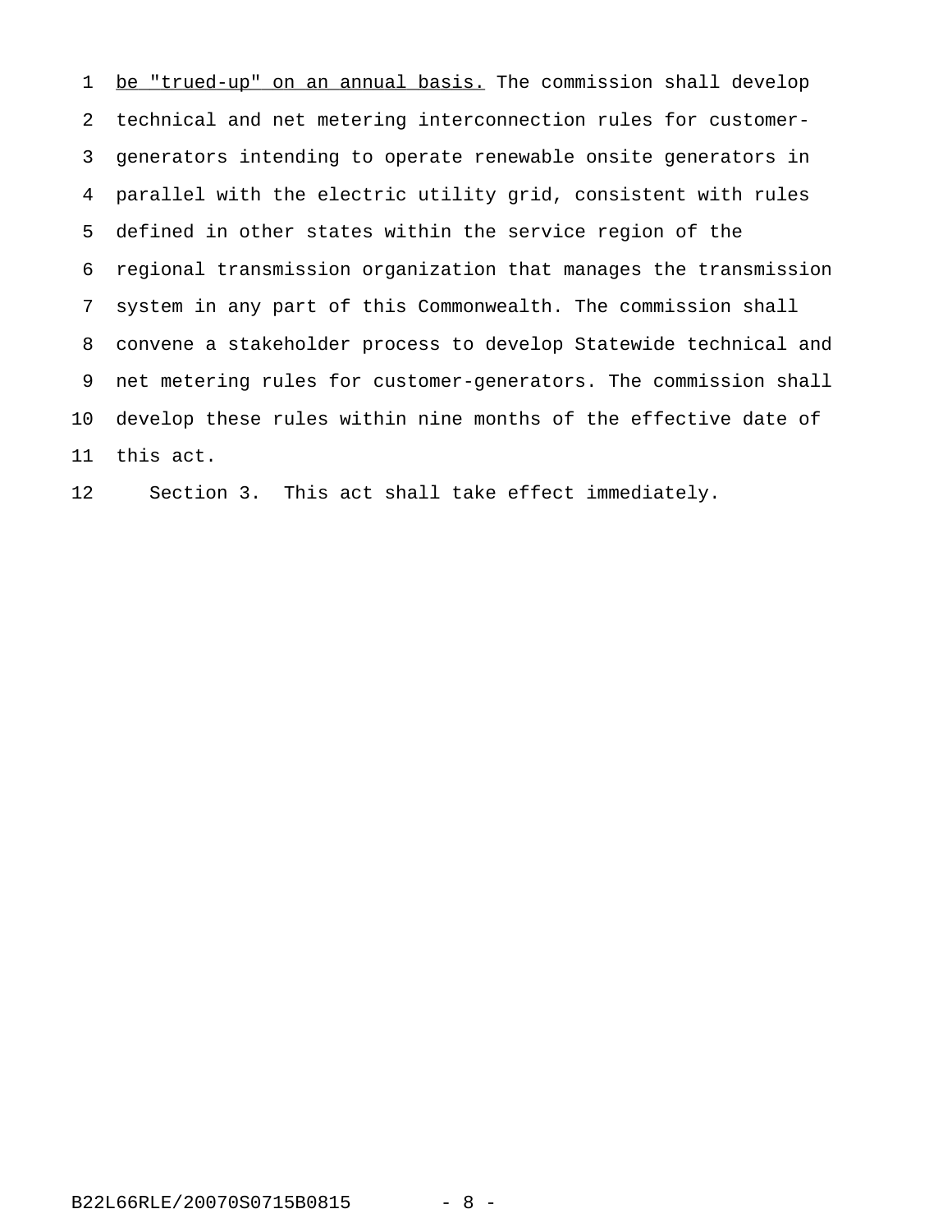<u>be "trued-up" on an annual basis.</u> The commission shall develop technical and net metering interconnection rules for customer-generators intending to operate renewable onsite generators in parallel with the electric utility grid, consistent with rules defined in other states within the service region of the regional transmission organization that manages the transmission system in any part of this Commonwealth. The commission shall convene a stakeholder process to develop Statewide technical and net metering rules for customer-generators. The commission shall develop these rules within nine months of the effective date of this act.

Section 3. This act shall take effect immediately.